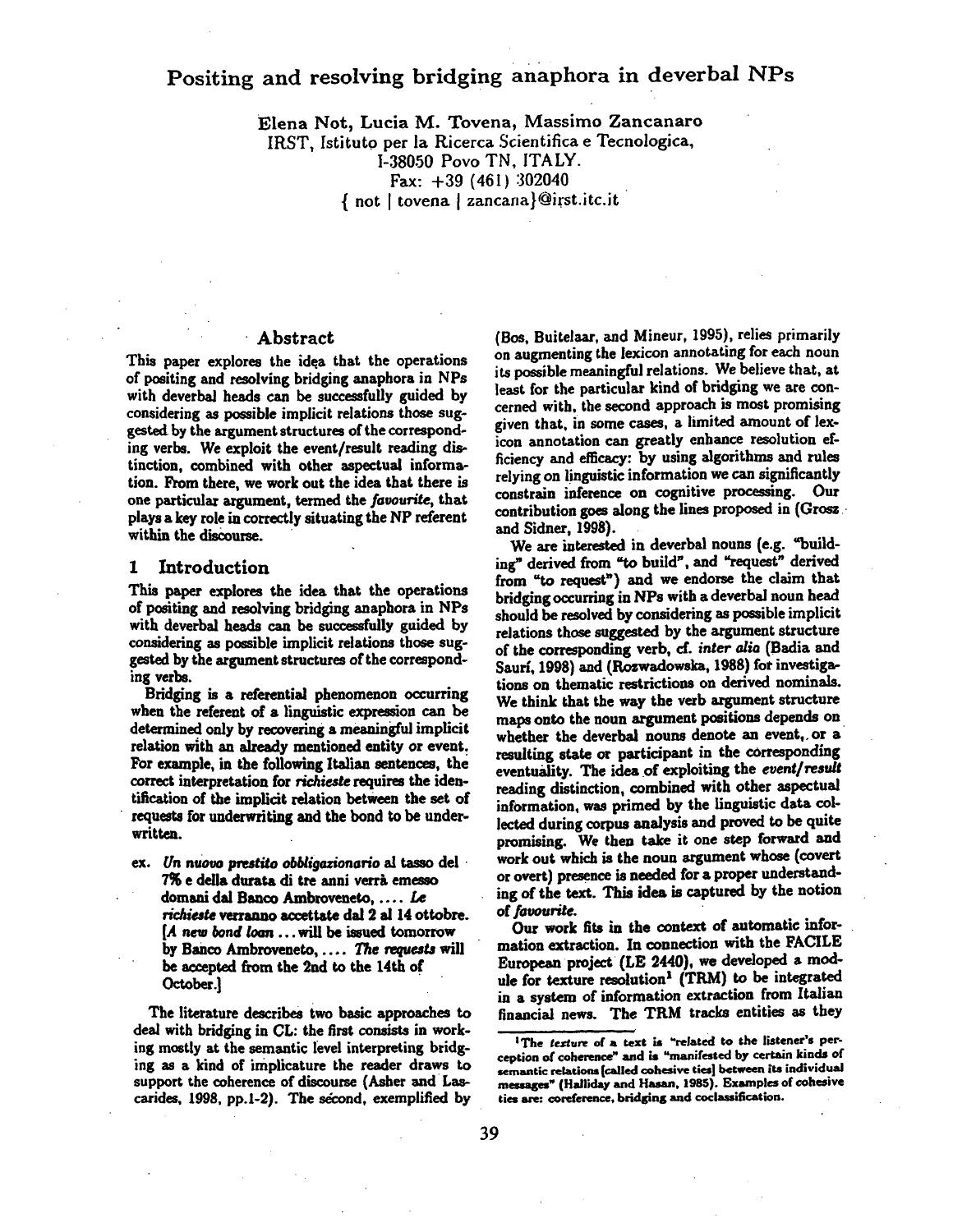# Positing and resolving bridging anaphora in deverbal NPs

Elena Not, Lucia M. Tovena, Massimo Zancanaro
IRST, Istituto per la Ricerca Scientifica e Tecnologica,
I-38050 Povo TN, ITALY.
Fax: +39 (461) 302040
{ not | tovena | zancana}@irst.itc.it

## Abstract

This paper explores the idea that the operations of positing and resolving bridging anaphora in NPs with deverbal heads can be successfully guided by considering as possible implicit relations those suggested by the argument structures of the corresponding verbs. We exploit the event/result reading distinction, combined with other aspectual information. From there, we work out the idea that there is one particular argument, termed the *favourite*, that plays a key role in correctly situating the NP referent within the discourse.

## 1 Introduction

This paper explores the idea that the operations of positing and resolving bridging anaphora in NPs with deverbal heads can be successfully guided by considering as possible implicit relations those suggested by the argument structures of the corresponding verbs.

Bridging is a referential phenomenon occurring when the referent of a linguistic expression can be determined only by recovering a meaningful implicit relation with an already mentioned entity or event. For example, in the following Italian sentences, the correct interpretation for *richieste* requires the identification of the implicit relation between the set of requests for underwriting and the bond to be underwritten.

ex. ***Un nuovo prestito obbligazionario*** **al tasso del 7% e della durata di tre anni verrà emesso domani dal Banco Ambroveneto, .... *Le richieste* verranno accettate dal 2 al 14 ottobre.** [*A new bond loan* ... will be issued tomorrow by Banco Ambroveneto, .... *The requests* will be accepted from the 2nd to the 14th of October.]

The literature describes two basic approaches to deal with bridging in CL: the first consists in working mostly at the semantic level interpreting bridging as a kind of implicature the reader draws to support the coherence of discourse (Asher and Lascarides, 1998, pp.1-2). The second, exemplified by (Bos, Buitelaar, and Mineur, 1995), relies primarily on augmenting the lexicon annotating for each noun its possible meaningful relations. We believe that, at least for the particular kind of bridging we are concerned with, the second approach is most promising given that, in some cases, a limited amount of lexicon annotation can greatly enhance resolution efficiency and efficacy: by using algorithms and rules relying on linguistic information we can significantly constrain inference on cognitive processing. Our contribution goes along the lines proposed in (Grosz and Sidner, 1998).

We are interested in deverbal nouns (e.g. "building" derived from "to build", and "request" derived from "to request") and we endorse the claim that bridging occurring in NPs with a deverbal noun head should be resolved by considering as possible implicit relations those suggested by the argument structure of the corresponding verb, cf. *inter alia* (Badia and Saurí, 1998) and (Rozwadowska, 1988) for investigations on thematic restrictions on derived nominals. We think that the way the verb argument structure maps onto the noun argument positions depends on whether the deverbal nouns denote an event, or a resulting state or participant in the corresponding eventuality. The idea of exploiting the *event/result* reading distinction, combined with other aspectual information, was primed by the linguistic data collected during corpus analysis and proved to be quite promising. We then take it one step forward and work out which is the noun argument whose (covert or overt) presence is needed for a proper understanding of the text. This idea is captured by the notion of *favourite*.

Our work fits in the context of automatic information extraction. In connection with the FACILE European project (LE 2440), we developed a module for texture resolution[1] (TRM) to be integrated in a system of information extraction from Italian financial news. The TRM tracks entities as they

[1] The *texture* of a text is "related to the listener's perception of coherence" and is "manifested by certain kinds of semantic relations [called cohesive ties] between its individual messages" (Halliday and Hasan, 1985). Examples of cohesive ties are: coreference, bridging and coclassification.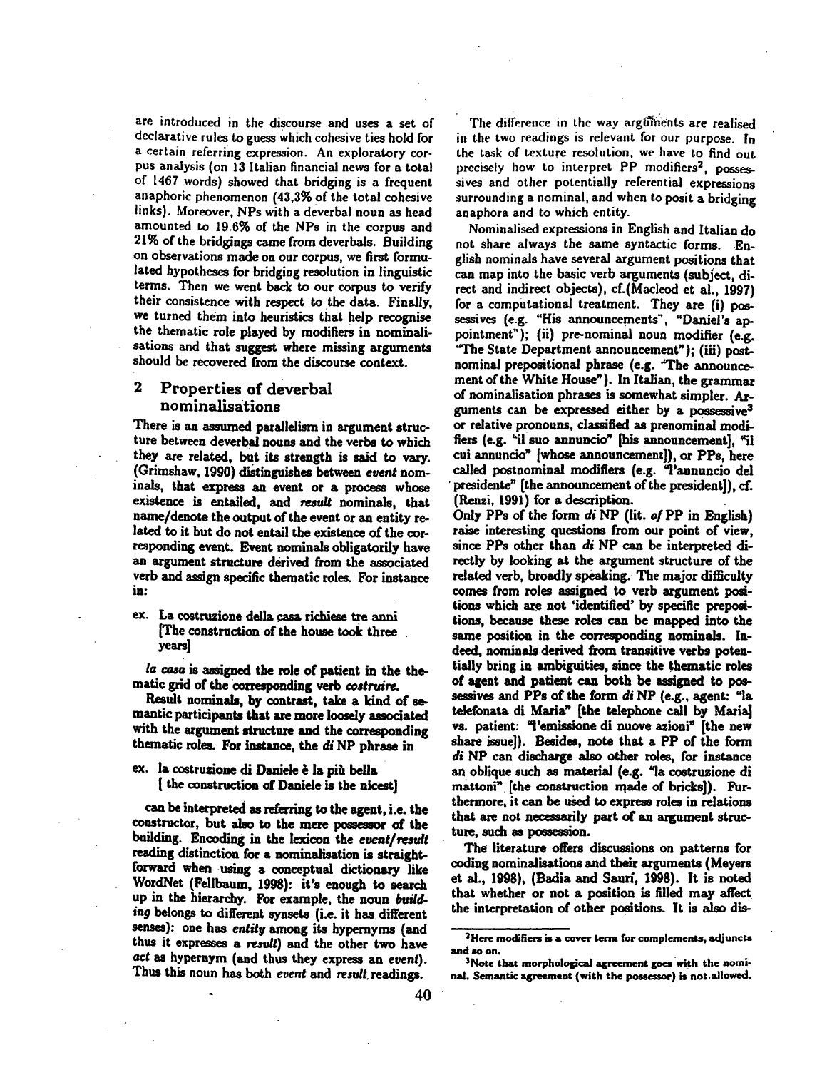are introduced in the discourse and uses a set of declarative rules to guess which cohesive ties hold for a certain referring expression. An exploratory corpus analysis (on 13 Italian financial news for a total of 1467 words) showed that bridging is a frequent anaphoric phenomenon (43,3% of the total cohesive links). Moreover, NPs with a deverbal noun as head amounted to 19.6% of the NPs in the corpus and 21% of the bridgings came from deverbals. Building on observations made on our corpus, we first formulated hypotheses for bridging resolution in linguistic terms. Then we went back to our corpus to verify their consistence with respect to the data. Finally, we turned them into heuristics that help recognise the thematic role played by modifiers in nominalisations and that suggest where missing arguments should be recovered from the discourse context.

## 2 Properties of deverbal nominalisations

There is an assumed parallelism in argument structure between deverbal nouns and the verbs to which they are related, but its strength is said to vary. (Grimshaw, 1990) distinguishes between *event* nominals, that express an event or a process whose existence is entailed, and *result* nominals, that name/denote the output of the event or an entity related to it but do not entail the existence of the corresponding event. Event nominals obligatorily have an argument structure derived from the associated verb and assign specific thematic roles. For instance in:

ex. La costruzione della casa richiese tre anni
[The construction of the house took three years]

*la casa* is assigned the role of patient in the thematic grid of the corresponding verb *costruire*.

Result nominals, by contrast, take a kind of semantic participants that are more loosely associated with the argument structure and the corresponding thematic roles. For instance, the *di* NP phrase in

ex. la costruzione di Daniele è la più bella
[ the construction of Daniele is the nicest]

can be interpreted as referring to the agent, i.e. the constructor, but also to the mere possessor of the building. Encoding in the lexicon the *event/result* reading distinction for a nominalisation is straightforward when using a conceptual dictionary like WordNet (Fellbaum, 1998): it's enough to search up in the hierarchy. For example, the noun *building* belongs to different synsets (i.e. it has different senses): one has *entity* among its hypernyms (and thus it expresses a *result*) and the other two have *act* as hypernym (and thus they express an *event*). Thus this noun has both *event* and *result* readings.

The difference in the way arguments are realised in the two readings is relevant for our purpose. In the task of texture resolution, we have to find out precisely how to interpret PP modifiers[2], possessives and other potentially referential expressions surrounding a nominal, and when to posit a bridging anaphora and to which entity.

Nominalised expressions in English and Italian do not share always the same syntactic forms. English nominals have several argument positions that can map into the basic verb arguments (subject, direct and indirect objects), cf.(Macleod et al., 1997) for a computational treatment. They are (i) possessives (e.g. "His announcements", "Daniel's appointment"); (ii) pre-nominal noun modifier (e.g. "The State Department announcement"); (iii) postnominal prepositional phrase (e.g. "The announcement of the White House"). In Italian, the grammar of nominalisation phrases is somewhat simpler. Arguments can be expressed either by a possessive[3] or relative pronouns, classified as prenominal modifiers (e.g. "il suo annuncio" [his announcement], "il cui annuncio" [whose announcement]), or PPs, here called postnominal modifiers (e.g. "l'annuncio del presidente" [the announcement of the president]), cf. (Renzi, 1991) for a description.

Only PPs of the form *di* NP (lit. *of* PP in English) raise interesting questions from our point of view, since PPs other than *di* NP can be interpreted directly by looking at the argument structure of the related verb, broadly speaking. The major difficulty comes from roles assigned to verb argument positions which are not 'identified' by specific prepositions, because these roles can be mapped into the same position in the corresponding nominals. Indeed, nominals derived from transitive verbs potentially bring in ambiguities, since the thematic roles of agent and patient can both be assigned to possessives and PPs of the form *di* NP (e.g., agent: "la telefonata di Maria" [the telephone call by Maria] vs. patient: "l'emissione di nuove azioni" [the new share issue]). Besides, note that a PP of the form *di* NP can discharge also other roles, for instance an oblique such as material (e.g. "la costruzione di mattoni" [the construction made of bricks]). Furthermore, it can be used to express roles in relations that are not necessarily part of an argument structure, such as possession.

The literature offers discussions on patterns for coding nominalisations and their arguments (Meyers et al., 1998), (Badia and Saurí, 1998). It is noted that whether or not a position is filled may affect the interpretation of other positions. It is also dis-

[2] Here modifiers is a cover term for complements, adjuncts and so on.

[3] Note that morphological agreement goes with the nominal. Semantic agreement (with the possessor) is not allowed.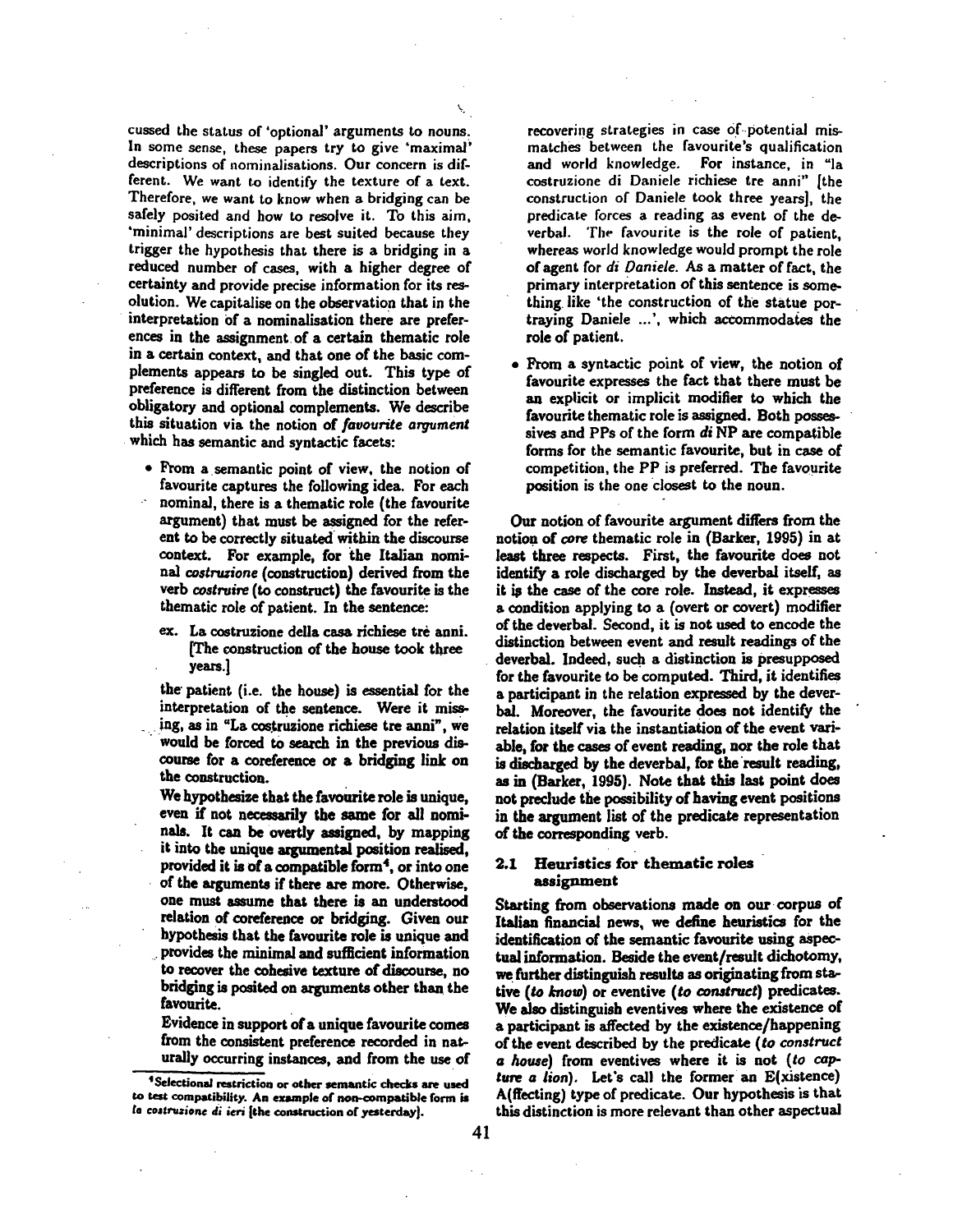cussed the status of 'optional' arguments to nouns. In some sense, these papers try to give 'maximal' descriptions of nominalisations. Our concern is different. We want to identify the texture of a text. Therefore, we want to know when a bridging can be safely posited and how to resolve it. To this aim, 'minimal' descriptions are best suited because they trigger the hypothesis that there is a bridging in a reduced number of cases, with a higher degree of certainty and provide precise information for its resolution. We capitalise on the observation that in the interpretation of a nominalisation there are preferences in the assignment of a certain thematic role in a certain context, and that one of the basic complements appears to be singled out. This type of preference is different from the distinction between obligatory and optional complements. We describe this situation via the notion of *favourite argument* which has semantic and syntactic facets:

- From a semantic point of view, the notion of favourite captures the following idea. For each nominal, there is a thematic role (the favourite argument) that must be assigned for the referent to be correctly situated within the discourse context. For example, for the Italian nominal *costruzione* (construction) derived from the verb *costruire* (to construct) the favourite is the thematic role of patient. In the sentence:

  ex. La costruzione della casa richiese tre anni. [The construction of the house took three years.]

  the patient (i.e. the house) is essential for the interpretation of the sentence. Were it missing, as in "La costruzione richiese tre anni", we would be forced to search in the previous discourse for a coreference or a bridging link on the construction.

  We hypothesize that the favourite role is unique, even if not necessarily the same for all nominals. It can be overtly assigned, by mapping it into the unique argumental position realised, provided it is of a compatible form[4], or into one of the arguments if there are more. Otherwise, one must assume that there is an understood relation of coreference or bridging. Given our hypothesis that the favourite role is unique and provides the minimal and sufficient information to recover the cohesive texture of discourse, no bridging is posited on arguments other than the favourite.

  Evidence in support of a unique favourite comes from the consistent preference recorded in naturally occurring instances, and from the use of recovering strategies in case of potential mismatches between the favourite's qualification and world knowledge. For instance, in "la costruzione di Daniele richiese tre anni" [the construction of Daniele took three years], the predicate forces a reading as event of the deverbal. The favourite is the role of patient, whereas world knowledge would prompt the role of agent for *di Daniele*. As a matter of fact, the primary interpretation of this sentence is something like 'the construction of the statue portraying Daniele ...', which accommodates the role of patient.

- From a syntactic point of view, the notion of favourite expresses the fact that there must be an explicit or implicit modifier to which the favourite thematic role is assigned. Both possessives and PPs of the form *di* NP are compatible forms for the semantic favourite, but in case of competition, the PP is preferred. The favourite position is the one closest to the noun.

Our notion of favourite argument differs from the notion of *core* thematic role in (Barker, 1995) in at least three respects. First, the favourite does not identify a role discharged by the deverbal itself, as it is the case of the core role. Instead, it expresses a condition applying to a (overt or covert) modifier of the deverbal. Second, it is not used to encode the distinction between event and result readings of the deverbal. Indeed, such a distinction is presupposed for the favourite to be computed. Third, it identifies a participant in the relation expressed by the deverbal. Moreover, the favourite does not identify the relation itself via the instantiation of the event variable, for the cases of event reading, nor the role that is discharged by the deverbal, for the result reading, as in (Barker, 1995). Note that this last point does not preclude the possibility of having event positions in the argument list of the predicate representation of the corresponding verb.

### 2.1 Heuristics for thematic roles assignment

Starting from observations made on our corpus of Italian financial news, we define heuristics for the identification of the semantic favourite using aspectual information. Beside the event/result dichotomy, we further distinguish results as originating from stative (*to know*) or eventive (*to construct*) predicates. We also distinguish eventives where the existence of a participant is affected by the existence/happening of the event described by the predicate (*to construct a house*) from eventives where it is not (*to capture a lion*). Let's call the former an E(xistence) A(ffecting) type of predicate. Our hypothesis is that this distinction is more relevant than other aspectual

[4] Selectional restriction or other semantic checks are used to test compatibility. An example of non-compatible form is *la costruzione di ieri* [the construction of yesterday].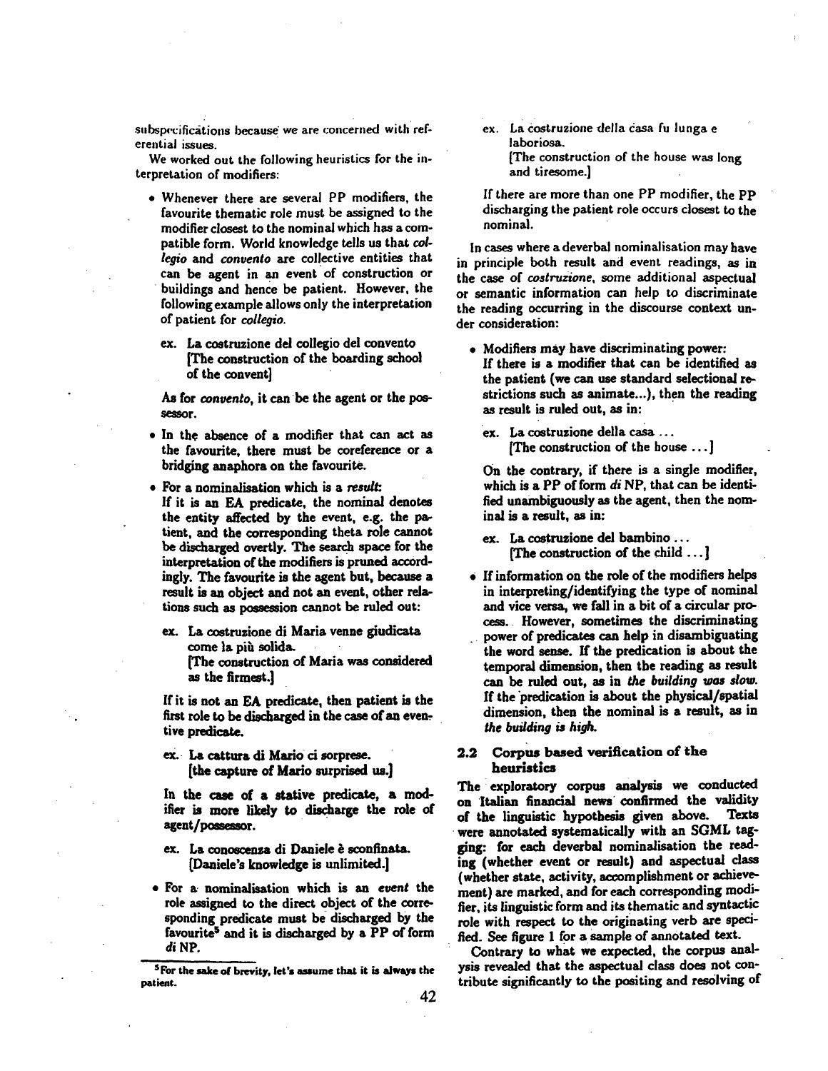subspecifications because we are concerned with referential issues.

We worked out the following heuristics for the interpretation of modifiers:

- Whenever there are several PP modifiers, the favourite thematic role must be assigned to the modifier closest to the nominal which has a compatible form. World knowledge tells us that *collegio* and *convento* are collective entities that can be agent in an event of construction or buildings and hence be patient. However, the following example allows only the interpretation of patient for *collegio*.

  ex. La costruzione del collegio del convento
  [The construction of the boarding school of the convent]

  As for *convento*, it can be the agent or the possessor.

- In the absence of a modifier that can act as the favourite, there must be coreference or a bridging anaphora on the favourite.

- For a nominalisation which is a *result*:
  If it is an EA predicate, the nominal denotes the entity affected by the event, e.g. the patient, and the corresponding theta role cannot be discharged overtly. The search space for the interpretation of the modifiers is pruned accordingly. The favourite is the agent but, because a result is an object and not an event, other relations such as possession cannot be ruled out:

  ex. La costruzione di Maria venne giudicata come la più solida.
  [The construction of Maria was considered as the firmest.]

  If it is not an EA predicate, then patient is the first role to be discharged in the case of an eventive predicate.

  ex. La cattura di Mario ci sorprese.
  [the capture of Mario surprised us.]

  In the case of a stative predicate, a modifier is more likely to discharge the role of agent/possessor.

  ex. La conoscenza di Daniele è sconfinata.
  [Daniele's knowledge is unlimited.]

- For a nominalisation which is an *event* the role assigned to the direct object of the corresponding predicate must be discharged by the favourite[5] and it is discharged by a PP of form *di* NP.

  ex. La costruzione della casa fu lunga e laboriosa.
  [The construction of the house was long and tiresome.]

  If there are more than one PP modifier, the PP discharging the patient role occurs closest to the nominal.

In cases where a deverbal nominalisation may have in principle both result and event readings, as in the case of *costruzione*, some additional aspectual or semantic information can help to discriminate the reading occurring in the discourse context under consideration:

- Modifiers may have discriminating power:
  If there is a modifier that can be identified as the patient (we can use standard selectional restrictions such as animate...), then the reading as result is ruled out, as in:

  ex. La costruzione della casa ...
  [The construction of the house ...]

  On the contrary, if there is a single modifier, which is a PP of form *di* NP, that can be identified unambiguously as the agent, then the nominal is a result, as in:

  ex. La costruzione del bambino ...
  [The construction of the child ...]

- If information on the role of the modifiers helps in interpreting/identifying the type of nominal and vice versa, we fall in a bit of a circular process. However, sometimes the discriminating power of predicates can help in disambiguating the word sense. If the predication is about the temporal dimension, then the reading as result can be ruled out, as in *the building was slow*. If the predication is about the physical/spatial dimension, then the nominal is a result, as in *the building is high*.

### 2.2 Corpus based verification of the heuristics

The exploratory corpus analysis we conducted on Italian financial news confirmed the validity of the linguistic hypothesis given above. Texts were annotated systematically with an SGML tagging: for each deverbal nominalisation the reading (whether event or result) and aspectual class (whether state, activity, accomplishment or achievement) are marked, and for each corresponding modifier, its linguistic form and its thematic and syntactic role with respect to the originating verb are specified. See figure 1 for a sample of annotated text.

Contrary to what we expected, the corpus analysis revealed that the aspectual class does not contribute significantly to the positing and resolving of

[5] For the sake of brevity, let's assume that it is always the patient.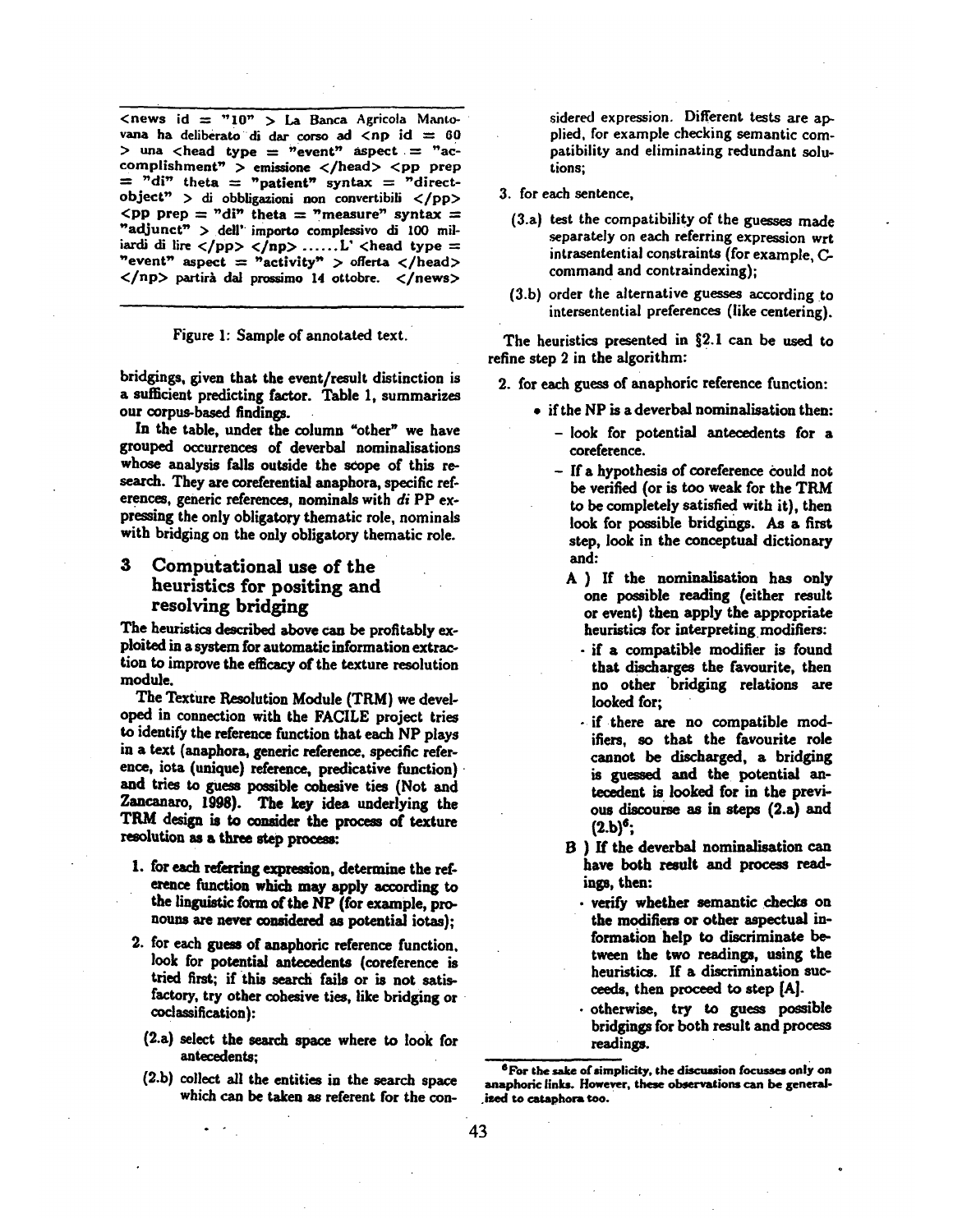```
<news id = "10" > La Banca Agricola Mantovana ha deliberato di dar corso ad <np id = 60 > una <head type = "event" aspect = "accomplishment" > emissione </head> <pp prep = "di" theta = "patient" syntax = "direct-object" > di obbligazioni non convertibili </pp> <pp prep = "di" theta = "measure" syntax = "adjunct" > dell' importo complessivo di 100 miliardi di lire </pp> </np> ......L' <head type = "event" aspect = "activity" > offerta </head> </np> partirà dal prossimo 14 ottobre. </news>
```

Figure 1: Sample of annotated text.

bridgings, given that the event/result distinction is a sufficient predicting factor. Table 1, summarizes our corpus-based findings.

In the table, under the column "other" we have grouped occurrences of deverbal nominalisations whose analysis falls outside the scope of this research. They are coreferential anaphora, specific references, generic references, nominals with *di* PP expressing the only obligatory thematic role, nominals with bridging on the only obligatory thematic role.

## 3 Computational use of the heuristics for positing and resolving bridging

The heuristics described above can be profitably exploited in a system for automatic information extraction to improve the efficacy of the texture resolution module.

The Texture Resolution Module (TRM) we developed in connection with the FACILE project tries to identify the reference function that each NP plays in a text (anaphora, generic reference, specific reference, iota (unique) reference, predicative function) and tries to guess possible cohesive ties (Not and Zancanaro, 1998). The key idea underlying the TRM design is to consider the process of texture resolution as a three step process:

1. for each referring expression, determine the reference function which may apply according to the linguistic form of the NP (for example, pronouns are never considered as potential iotas);
2. for each guess of anaphoric reference function, look for potential antecedents (coreference is tried first; if this search fails or is not satisfactory, try other cohesive ties, like bridging or coclassification):
   - (2.a) select the search space where to look for antecedents;
   - (2.b) collect all the entities in the search space which can be taken as referent for the considered expression. Different tests are applied, for example checking semantic compatibility and eliminating redundant solutions;
3. for each sentence,
   - (3.a) test the compatibility of the guesses made separately on each referring expression wrt intrasentential constraints (for example, C-command and contraindexing);
   - (3.b) order the alternative guesses according to intersentential preferences (like centering).

The heuristics presented in §2.1 can be used to refine step 2 in the algorithm:

2. for each guess of anaphoric reference function:
   - if the NP is a deverbal nominalisation then:
     - look for potential antecedents for a coreference.
     - If a hypothesis of coreference could not be verified (or is too weak for the TRM to be completely satisfied with it), then look for possible bridgings. As a first step, look in the conceptual dictionary and:

       A ) If the nominalisation has only one possible reading (either result or event) then apply the appropriate heuristics for interpreting modifiers:
       - if a compatible modifier is found that discharges the favourite, then no other bridging relations are looked for;
       - if there are no compatible modifiers, so that the favourite role cannot be discharged, a bridging is guessed and the potential antecedent is looked for in the previous discourse as in steps (2.a) and (2.b)[6];

       B ) If the deverbal nominalisation can have both result and process readings, then:
       - verify whether semantic checks on the modifiers or other aspectual information help to discriminate between the two readings, using the heuristics. If a discrimination succeeds, then proceed to step [A].
       - otherwise, try to guess possible bridgings for both result and process readings.

[6] For the sake of simplicity, the discussion focusses only on anaphoric links. However, these observations can be generalized to cataphora too.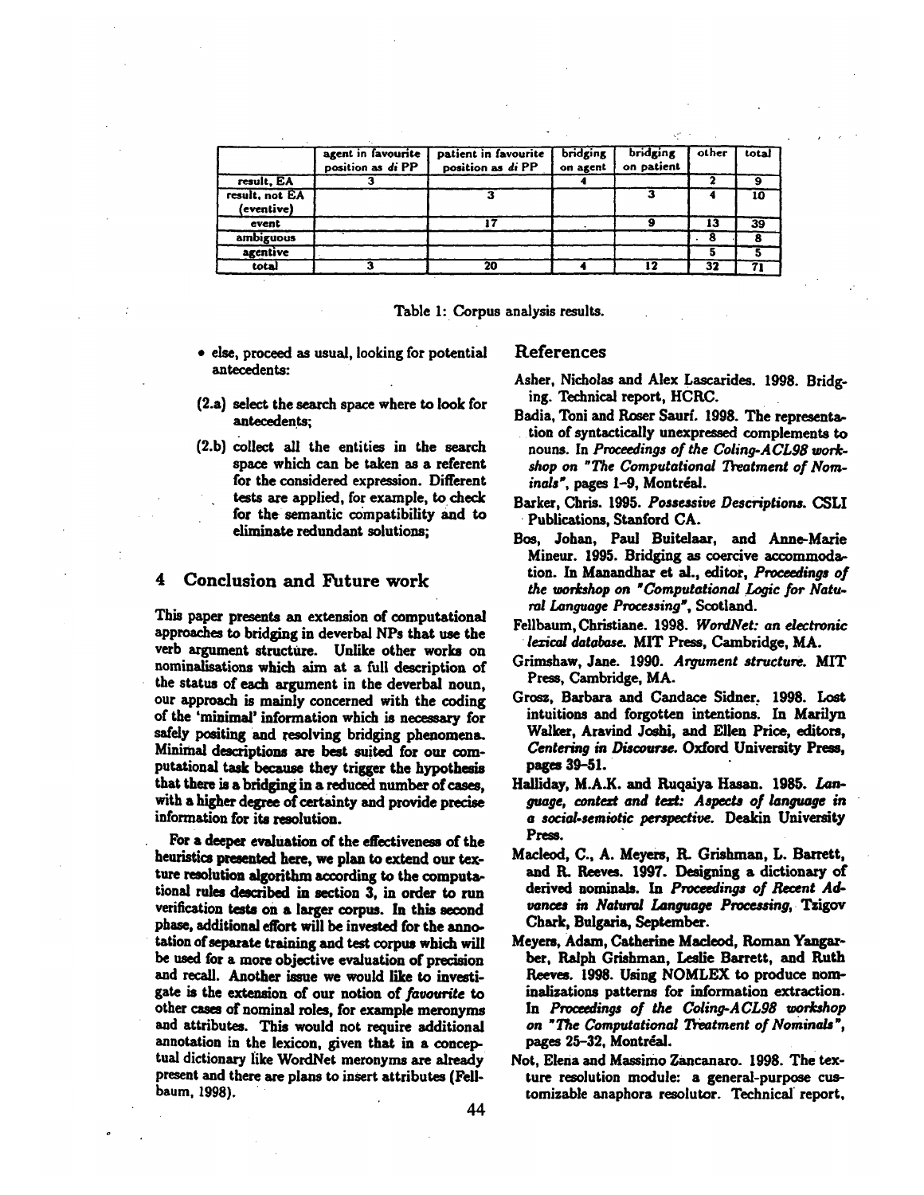| | agent in favourite position as *di* PP | patient in favourite position as *di* PP | bridging on agent | bridging on patient | other | total |
|---|---|---|---|---|---|---|
| result, EA | 3 | | 4 | | 2 | 9 |
| result, not EA (eventive) | | 3 | | 3 | 4 | 10 |
| event | | 17 | | 9 | 13 | 39 |
| ambiguous | | | | | 8 | 8 |
| agentive | | | | | 5 | 5 |
| total | 3 | 20 | 4 | 12 | 32 | 71 |

Table 1: Corpus analysis results.

- else, proceed as usual, looking for potential antecedents:

(2.a) select the search space where to look for antecedents;

(2.b) collect all the entities in the search space which can be taken as a referent for the considered expression. Different tests are applied, for example, to check for the semantic compatibility and to eliminate redundant solutions;

## 4 Conclusion and Future work

This paper presents an extension of computational approaches to bridging in deverbal NPs that use the verb argument structure. Unlike other works on nominalisations which aim at a full description of the status of each argument in the deverbal noun, our approach is mainly concerned with the coding of the 'minimal' information which is necessary for safely positing and resolving bridging phenomena. Minimal descriptions are best suited for our computational task because they trigger the hypothesis that there is a bridging in a reduced number of cases, with a higher degree of certainty and provide precise information for its resolution.

For a deeper evaluation of the effectiveness of the heuristics presented here, we plan to extend our texture resolution algorithm according to the computational rules described in section 3, in order to run verification tests on a larger corpus. In this second phase, additional effort will be invested for the annotation of separate training and test corpus which will be used for a more objective evaluation of precision and recall. Another issue we would like to investigate is the extension of our notion of *favourite* to other cases of nominal roles, for example meronyms and attributes. This would not require additional annotation in the lexicon, given that in a conceptual dictionary like WordNet meronyms are already present and there are plans to insert attributes (Fellbaum, 1998).

## References

Asher, Nicholas and Alex Lascarides. 1998. Bridging. Technical report, HCRC.

Badia, Toni and Roser Saurí. 1998. The representation of syntactically unexpressed complements to nouns. In *Proceedings of the Coling-ACL98 workshop on "The Computational Treatment of Nominals"*, pages 1–9, Montréal.

Barker, Chris. 1995. *Possessive Descriptions.* CSLI Publications, Stanford CA.

Bos, Johan, Paul Buitelaar, and Anne-Marie Mineur. 1995. Bridging as coercive accommodation. In Manandhar et al., editor, *Proceedings of the workshop on "Computational Logic for Natural Language Processing"*, Scotland.

Fellbaum, Christiane. 1998. *WordNet: an electronic lexical database.* MIT Press, Cambridge, MA.

Grimshaw, Jane. 1990. *Argument structure.* MIT Press, Cambridge, MA.

Grosz, Barbara and Candace Sidner. 1998. Lost intuitions and forgotten intentions. In Marilyn Walker, Aravind Joshi, and Ellen Price, editors, *Centering in Discourse.* Oxford University Press, pages 39–51.

Halliday, M.A.K. and Ruqaiya Hasan. 1985. *Language, context and text: Aspects of language in a social-semiotic perspective.* Deakin University Press.

Macleod, C., A. Meyers, R. Grishman, L. Barrett, and R. Reeves. 1997. Designing a dictionary of derived nominals. In *Proceedings of Recent Advances in Natural Language Processing,* Tzigov Chark, Bulgaria, September.

Meyers, Adam, Catherine Macleod, Roman Yangarber, Ralph Grishman, Leslie Barrett, and Ruth Reeves. 1998. Using NOMLEX to produce nominalizations patterns for information extraction. In *Proceedings of the Coling-ACL98 workshop on "The Computational Treatment of Nominals"*, pages 25–32, Montréal.

Not, Elena and Massimo Zancanaro. 1998. The texture resolution module: a general-purpose customizable anaphora resolutor. Technical report,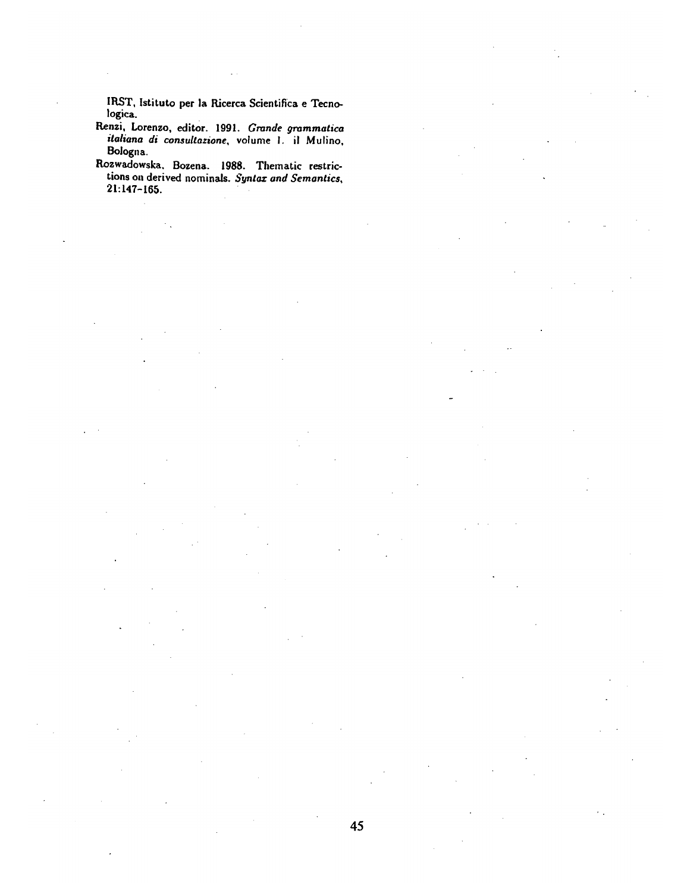IRST, Istituto per la Ricerca Scientifica e Tecnologica.

Renzi, Lorenzo, editor. 1991. *Grande grammatica italiana di consultazione*, volume I. il Mulino, Bologna.

Rozwadowska, Bozena. 1988. Thematic restrictions on derived nominals. *Syntax and Semantics*, 21:147–165.